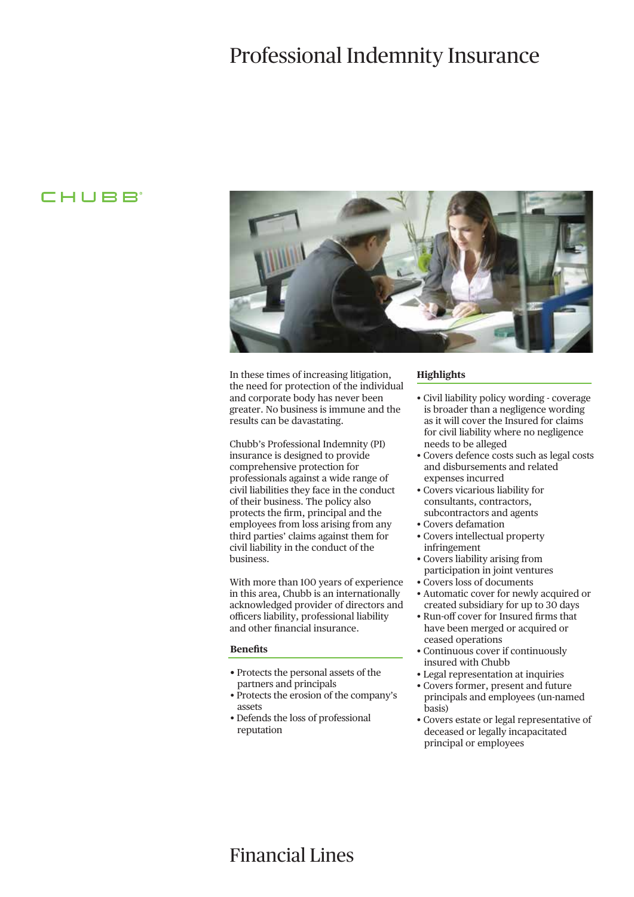# Professional Indemnity Insurance

CHUBB

In these times of increasing litigation, the need for protection of the individual and corporate body has never been greater. No business is immune and the results can be davastating.

Chubb's Professional Indemnity (PI) insurance is designed to provide comprehensive protection for professionals against a wide range of civil liabilities they face in the conduct of their business. The policy also protects the firm, principal and the employees from loss arising from any third parties' claims against them for civil liability in the conduct of the business.

With more than 100 years of experience in this area, Chubb is an internationally acknowledged provider of directors and officers liability, professional liability and other financial insurance.

## Benefits

- Protects the personal assets of the partners and principals
- Protects the erosion of the company's assets
- Defends the loss of professional reputation

## Highlights

- Civil liability policy wording - coverage is broader than a negligence wording as it will cover the Insured for claims for civil liability where no negligence needs to be alleged
- Covers defence costs such as legal costs and disbursements and related expenses incurred
- Covers vicarious liability for consultants, contractors, subcontractors and agents
- Covers defamation
- Covers intellectual property infringement
- Covers liability arising from participation in joint ventures
- Covers loss of documents
- Automatic cover for newly acquired or created subsidiary for up to 30 days
- Run-off cover for Insured firms that have been merged or acquired or ceased operations
- Continuous cover if continuously insured with Chubb
- Legal representation at inquiries
- Covers former, present and future principals and employees (un-named basis)
- Covers estate or legal representative of deceased or legally incapacitated principal or employees

Financial Lines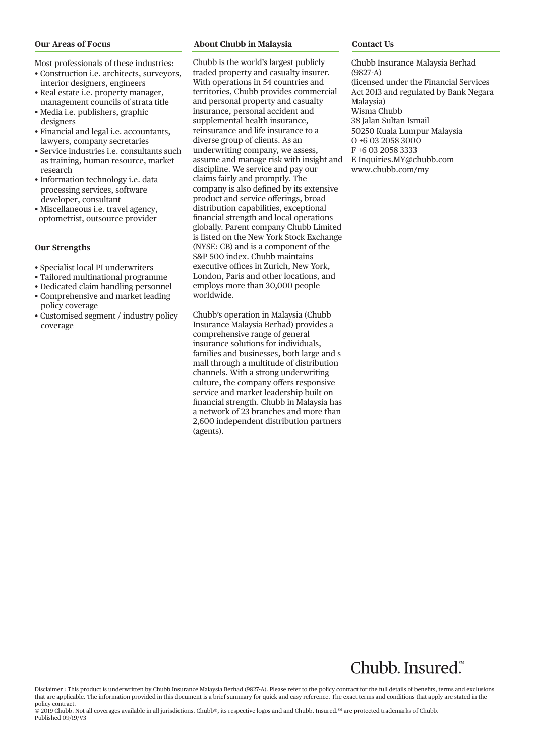## Our Areas of Focus

Most professionals of these industries:

- Construction i.e. architects, surveyors, interior designers, engineers
- Real estate i.e. property manager, management councils of strata title
- Media i.e. publishers, graphic designers
- Financial and legal i.e. accountants, lawyers, company secretaries
- Service industries i.e. consultants such as training, human resource, market research
- Information technology i.e. data processing services, software developer, consultant
- Miscellaneous i.e. travel agency, optometrist, outsource provider

## Our Strengths

- Specialist local PI underwriters
- Tailored multinational programme
- Dedicated claim handling personnel
- Comprehensive and market leading policy coverage
- Customised segment / industry policy coverage

## About Chubb in Malaysia

Chubb is the world's largest publicly traded property and casualty insurer. With operations in 54 countries and territories, Chubb provides commercial and personal property and casualty insurance, personal accident and supplemental health insurance, reinsurance and life insurance to a diverse group of clients. As an underwriting company, we assess, assume and manage risk with insight and discipline. We service and pay our claims fairly and promptly. The company is also defined by its extensive product and service offerings, broad distribution capabilities, exceptional financial strength and local operations globally. Parent company Chubb Limited is listed on the New York Stock Exchange (NYSE: CB) and is a component of the S&P 500 index. Chubb maintains executive offices in Zurich, New York, London, Paris and other locations, and employs more than 30,000 people worldwide.

Chubb's operation in Malaysia (Chubb Insurance Malaysia Berhad) provides a comprehensive range of general insurance solutions for individuals, families and businesses, both large and s mall through a multitude of distribution channels. With a strong underwriting culture, the company offers responsive service and market leadership built on financial strength. Chubb in Malaysia has a network of 23 branches and more than 2,600 independent distribution partners (agents).

## Contact Us

Chubb Insurance Malaysia Berhad (9827-A)
(licensed under the Financial Services Act 2013 and regulated by Bank Negara Malaysia)
Wisma Chubb
38 Jalan Sultan Ismail
50250 Kuala Lumpur Malaysia
O +6 03 2058 3000
F +6 03 2058 3333
E Inquiries.MY@chubb.com
www.chubb.com/my

Chubb. Insured.℠

Disclaimer : This product is underwritten by Chubb Insurance Malaysia Berhad (9827-A). Please refer to the policy contract for the full details of benefits, terms and exclusions that are applicable. The information provided in this document is a brief summary for quick and easy reference. The exact terms and conditions that apply are stated in the policy contract.
© 2019 Chubb. Not all coverages available in all jurisdictions. Chubb®, its respective logos and and Chubb. Insured.℠ are protected trademarks of Chubb.
Published 09/19/V3